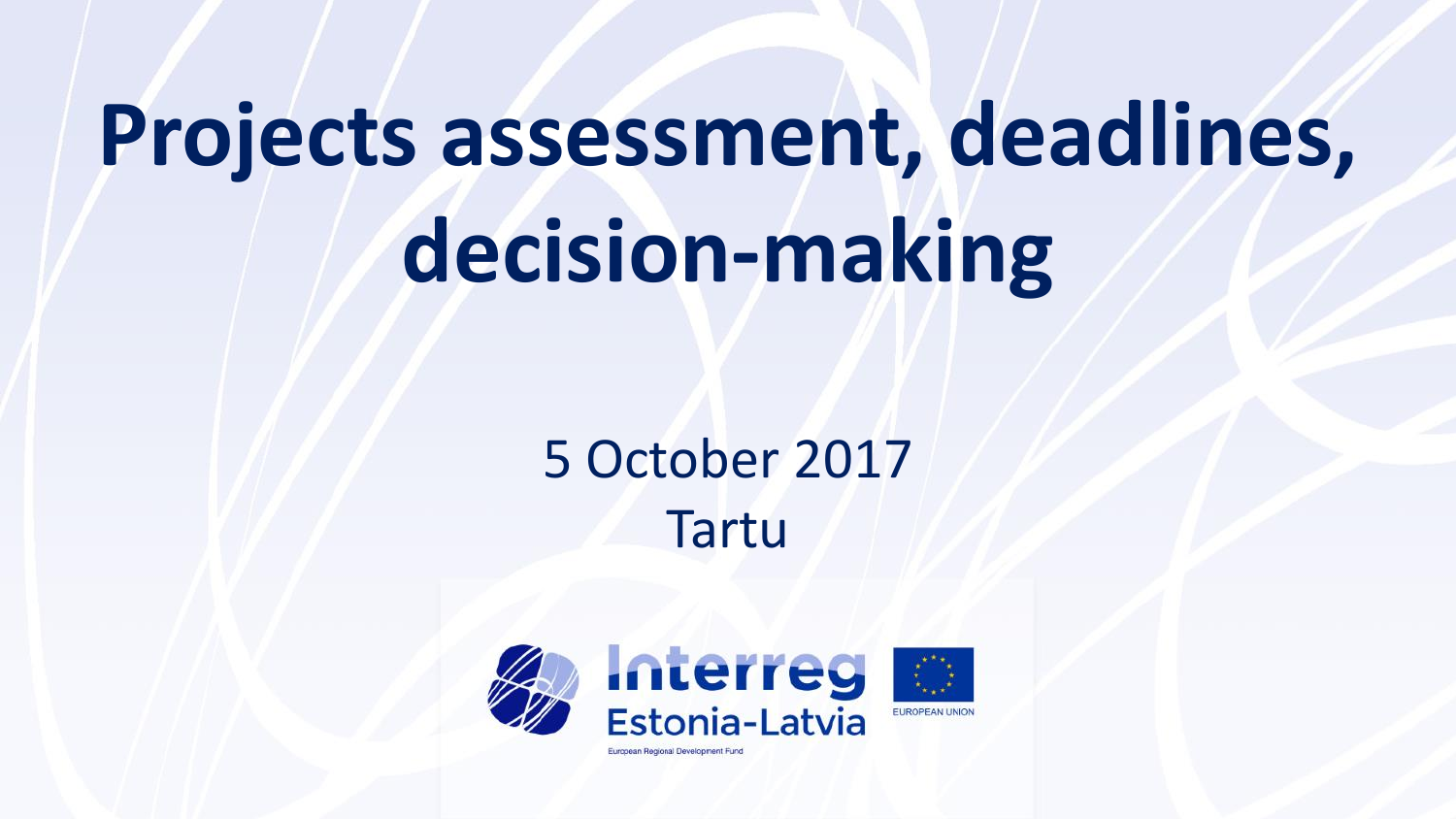# Projects assessment, deadlines, decision-making

5 October 2017

Tartu

Interreg Estonia-Latvia

European Regional Development Fund

EUROPEAN UNION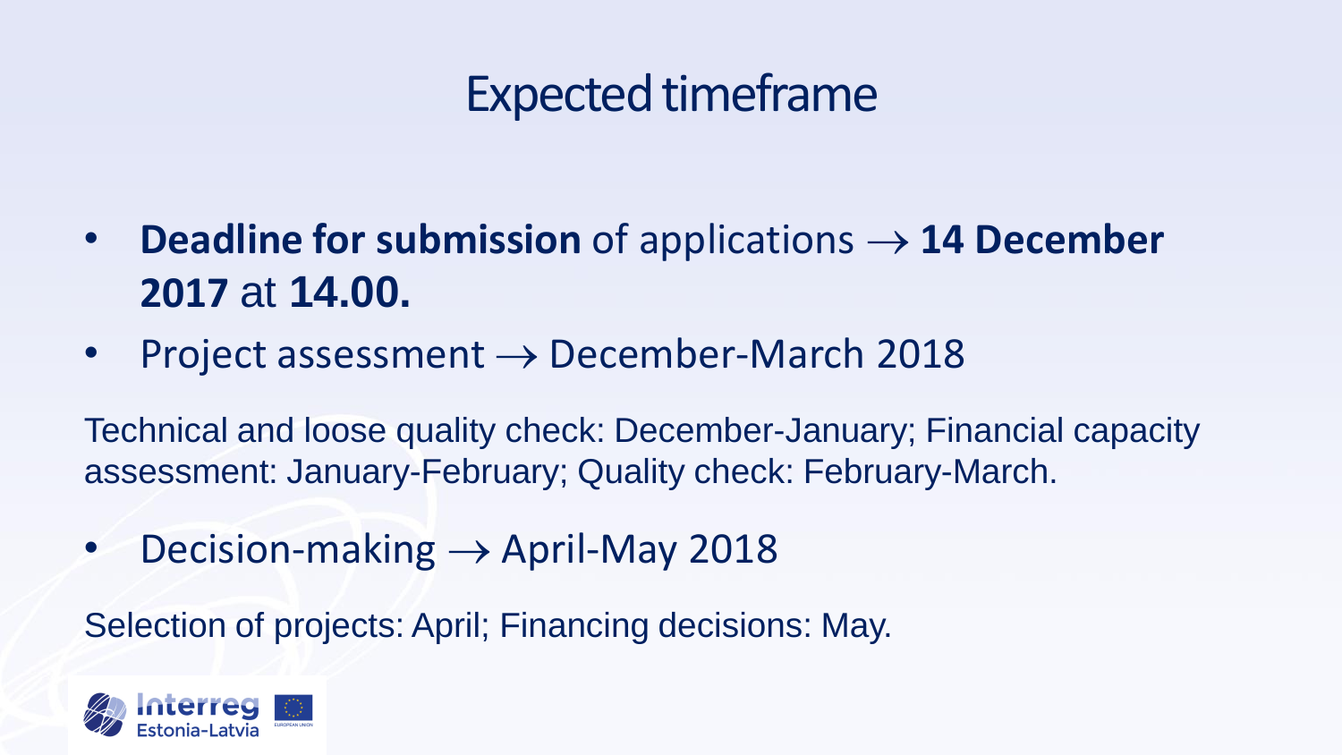# Expected timeframe

- **Deadline for submission** of applications → **14 December 2017** at **14.00.**
- Project assessment → December-March 2018

Technical and loose quality check: December-January; Financial capacity assessment: January-February; Quality check: February-March.

- Decision-making → April-May 2018

Selection of projects: April; Financing decisions: May.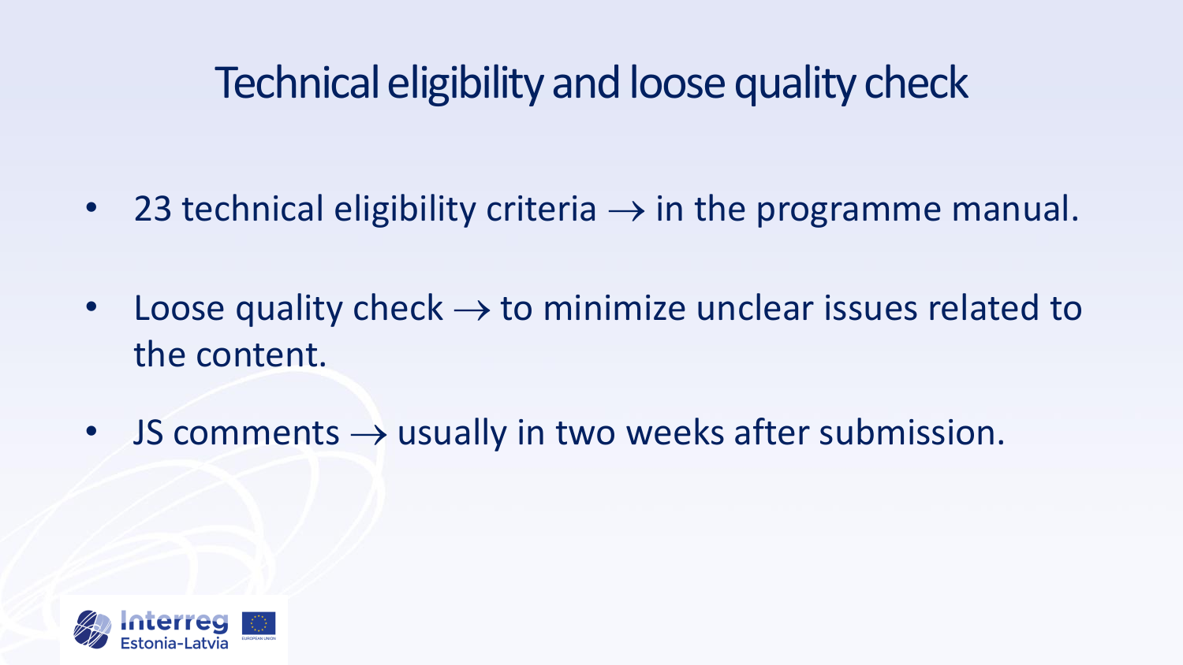# Technical eligibility and loose quality check

- 23 technical eligibility criteria → in the programme manual.
- Loose quality check → to minimize unclear issues related to the content.
- JS comments → usually in two weeks after submission.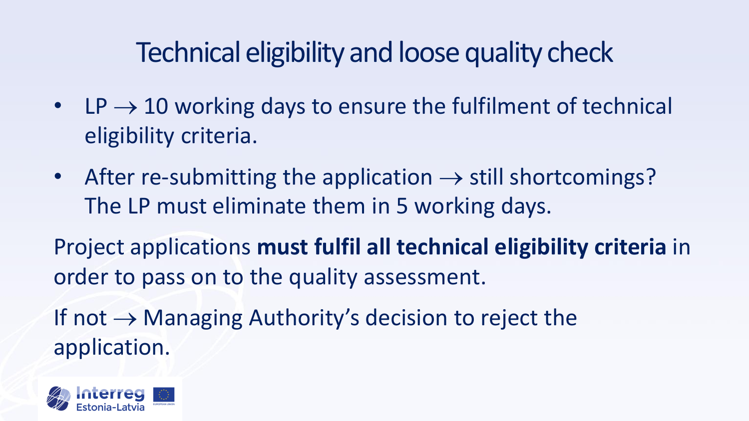# Technical eligibility and loose quality check

- LP $\rightarrow$ 10 working days to ensure the fulfilment of technical eligibility criteria.
- After re-submitting the application $\rightarrow$ still shortcomings? The LP must eliminate them in 5 working days.

Project applications **must fulfil all technical eligibility criteria** in order to pass on to the quality assessment.

If not $\rightarrow$ Managing Authority's decision to reject the application.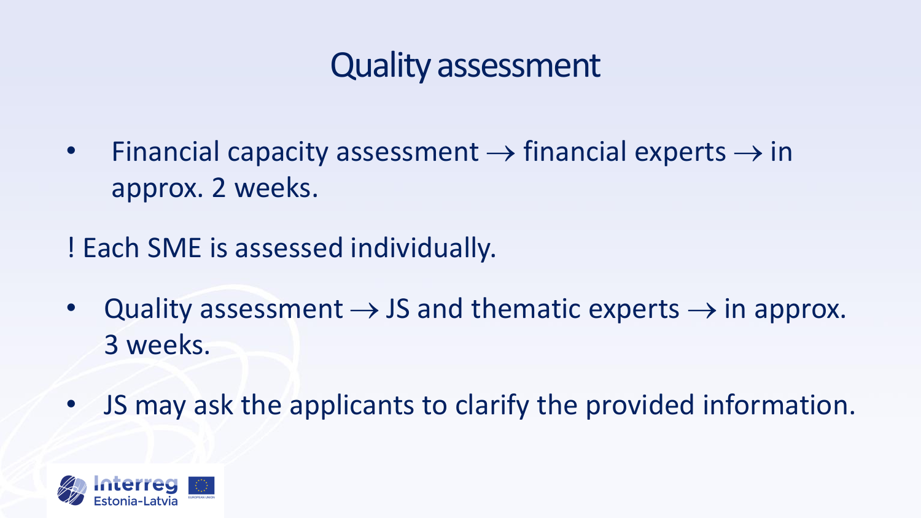# Quality assessment

- Financial capacity assessment → financial experts → in approx. 2 weeks.

! Each SME is assessed individually.

- Quality assessment → JS and thematic experts → in approx. 3 weeks.
- JS may ask the applicants to clarify the provided information.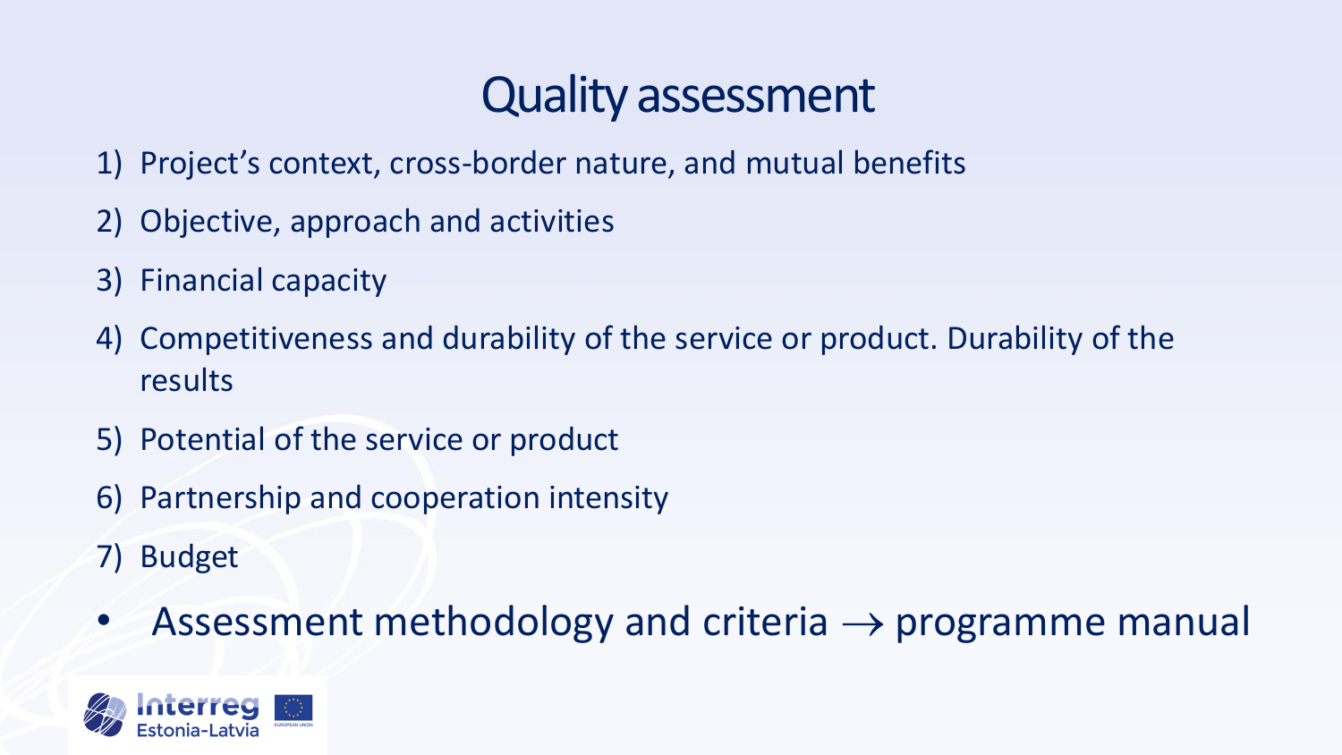# Quality assessment

1) Project's context, cross-border nature, and mutual benefits
2) Objective, approach and activities
3) Financial capacity
4) Competitiveness and durability of the service or product. Durability of the results
5) Potential of the service or product
6) Partnership and cooperation intensity
7) Budget

- Assessment methodology and criteria → programme manual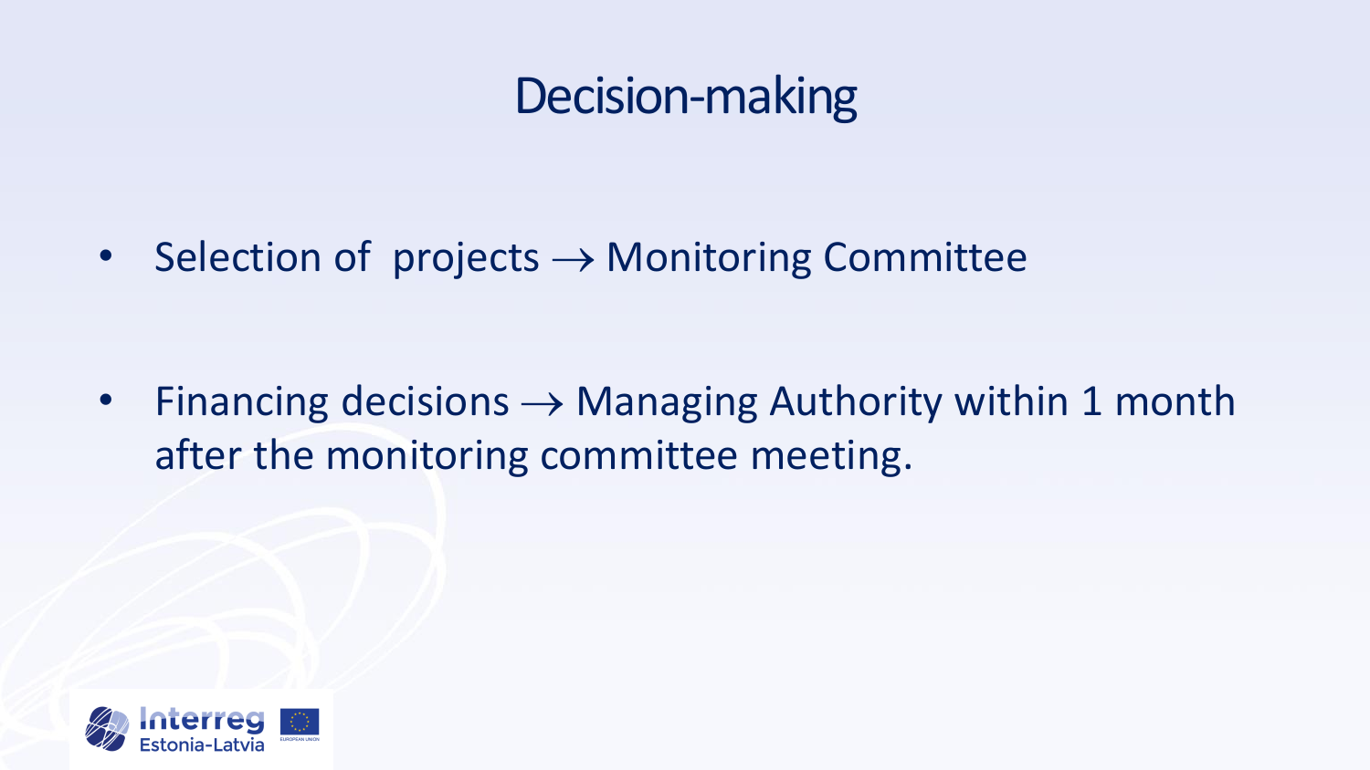# Decision-making

- Selection of projects → Monitoring Committee

- Financing decisions → Managing Authority within 1 month after the monitoring committee meeting.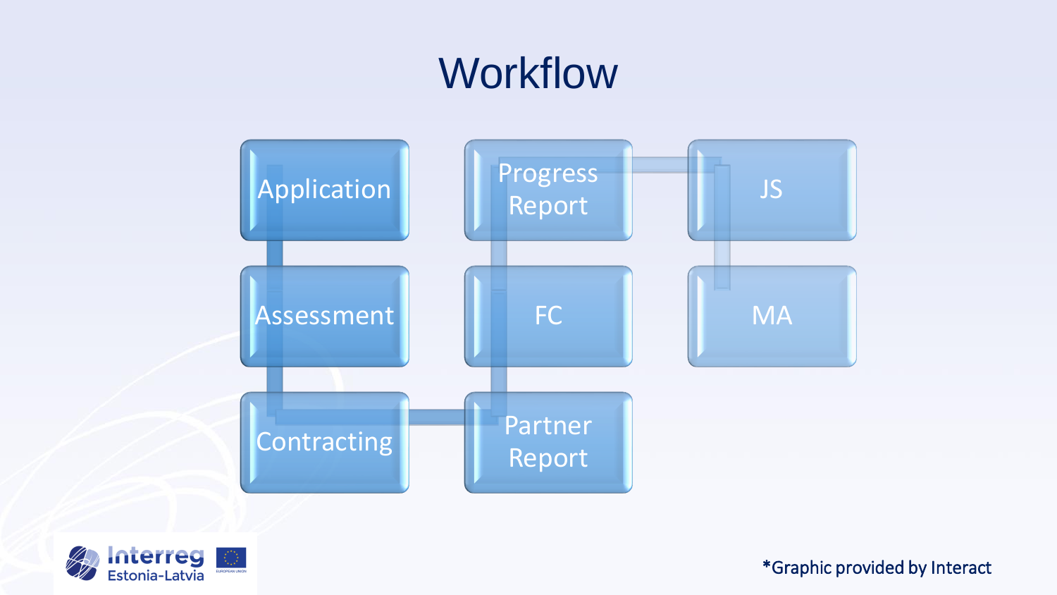# Workflow

Application

Assessment

Contracting

Partner Report

FC

Progress Report

JS

MA

*Graphic provided by Interact